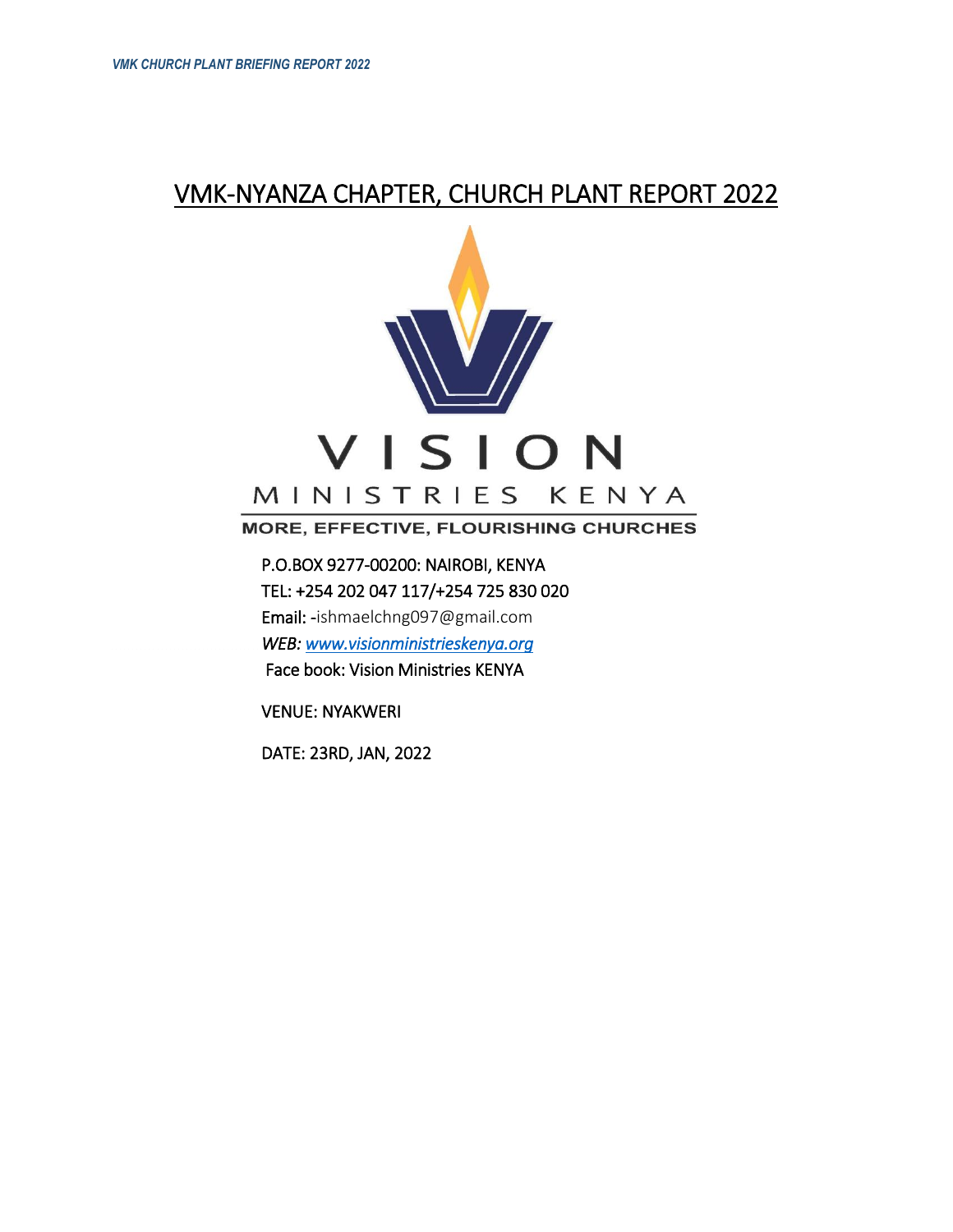# VMK-NYANZA CHAPTER, CHURCH PLANT REPORT 2022

VISION

MINISTRIES KENYA

MORE, EFFECTIVE, FLOURISHING CHURCHES

P.O.BOX 9277-00200: NAIROBI, KENYA

TEL: +254 202 047 117/+254 725 830 020

Email: -ishmaelchng097@gmail.com

*WEB:* [www.visionministrieskenya.org](http://www.visionministrieskenya.org)

Face book: Vision Ministries KENYA

VENUE: NYAKWERI

DATE: 23RD, JAN, 2022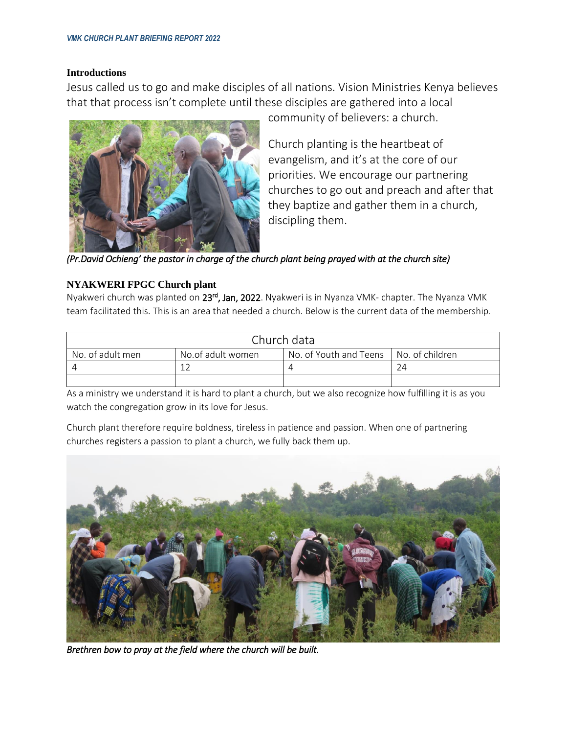## Introductions

Jesus called us to go and make disciples of all nations. Vision Ministries Kenya believes that that process isn't complete until these disciples are gathered into a local community of believers: a church.

Church planting is the heartbeat of evangelism, and it's at the core of our priorities. We encourage our partnering churches to go out and preach and after that they baptize and gather them in a church, discipling them.

*(Pr.David Ochieng' the pastor in charge of the church plant being prayed with at the church site)*

## NYAKWERI FPGC Church plant

Nyakweri church was planted on **23rd, Jan, 2022**. Nyakweri is in Nyanza VMK- chapter. The Nyanza VMK team facilitated this. This is an area that needed a church. Below is the current data of the membership.

| Church data | | | |
|---|---|---|---|
| No. of adult men | No.of adult women | No. of Youth and Teens | No. of children |
| 4 | 12 | 4 | 24 |
| | | | |

As a ministry we understand it is hard to plant a church, but we also recognize how fulfilling it is as you watch the congregation grow in its love for Jesus.

Church plant therefore require boldness, tireless in patience and passion. When one of partnering churches registers a passion to plant a church, we fully back them up.

*Brethren bow to pray at the field where the church will be built.*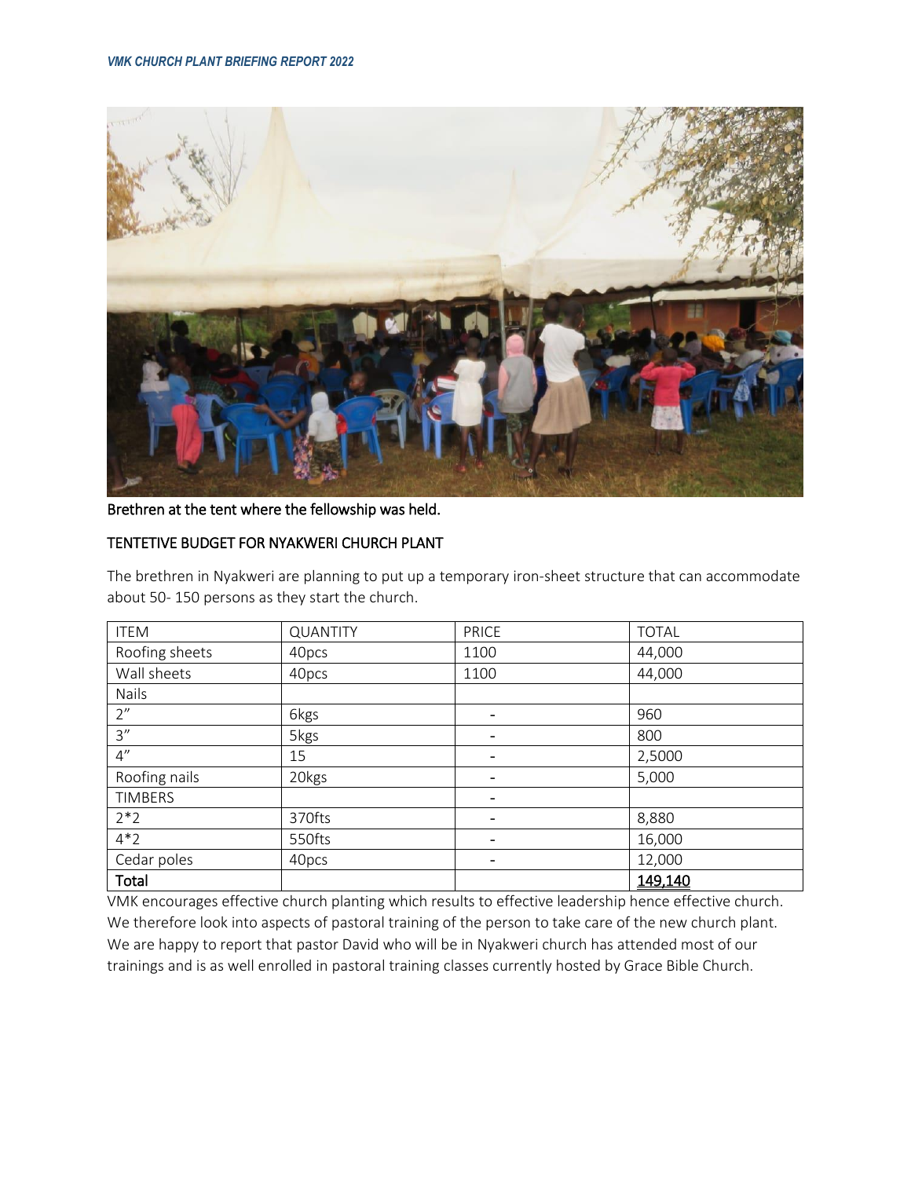Brethren at the tent where the fellowship was held.

## TENTETIVE BUDGET FOR NYAKWERI CHURCH PLANT

The brethren in Nyakweri are planning to put up a temporary iron-sheet structure that can accommodate about 50- 150 persons as they start the church.

| ITEM | QUANTITY | PRICE | TOTAL |
|---|---|---|---|
| Roofing sheets | 40pcs | 1100 | 44,000 |
| Wall sheets | 40pcs | 1100 | 44,000 |
| Nails | | | |
| 2" | 6kgs | - | 960 |
| 3" | 5kgs | - | 800 |
| 4" | 15 | - | 2,5000 |
| Roofing nails | 20kgs | - | 5,000 |
| TIMBERS | | - | |
| 2*2 | 370fts | - | 8,880 |
| 4*2 | 550fts | - | 16,000 |
| Cedar poles | 40pcs | - | 12,000 |
| **Total** | | | <u>149,140</u> |

VMK encourages effective church planting which results to effective leadership hence effective church. We therefore look into aspects of pastoral training of the person to take care of the new church plant. We are happy to report that pastor David who will be in Nyakweri church has attended most of our trainings and is as well enrolled in pastoral training classes currently hosted by Grace Bible Church.